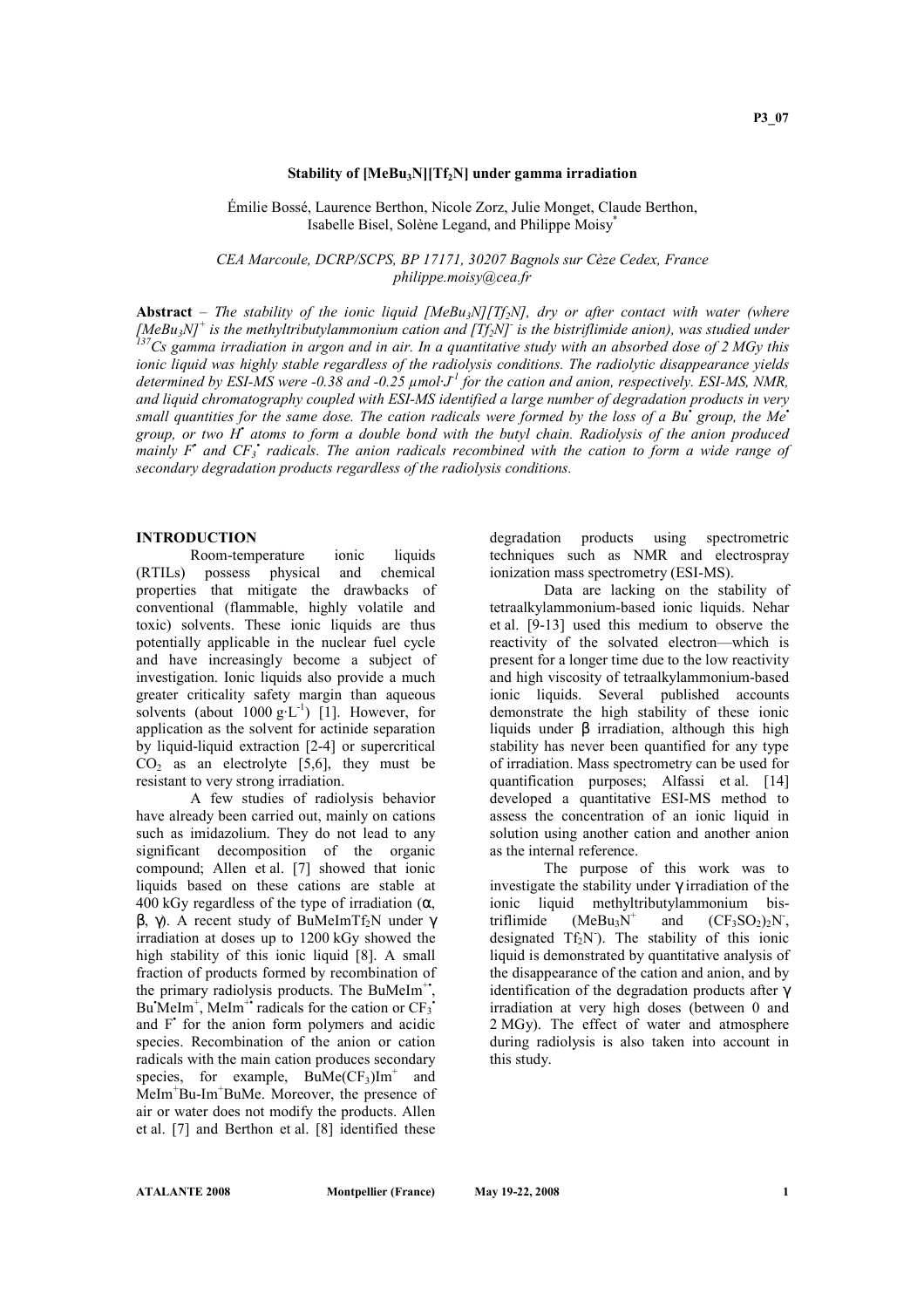# Stability of $[MeBu_3N][Tf_2N]$ under gamma irradiation

Émilie Bossé, Laurence Berthon, Nicole Zorz, Julie Monget, Claude Berthon, Isabelle Bisel, Solène Legand, and Philippe Moisy*

*CEA Marcoule, DCRP/SCPS, BP 17171, 30207 Bagnols sur Cèze Cedex, France*
*philippe.moisy@cea.fr*

**Abstract** – *The stability of the ionic liquid $[MeBu_3N][Tf_2N]$, dry or after contact with water (where $[MeBu_3N]^+$ is the methyltributylammonium cation and $[Tf_2N]^-$ is the bistriflimide anion), was studied under $^{137}Cs$ gamma irradiation in argon and in air. In a quantitative study with an absorbed dose of 2 MGy this ionic liquid was highly stable regardless of the radiolysis conditions. The radiolytic disappearance yields determined by ESI-MS were -0.38 and -0.25 µmol·J$^{-1}$ for the cation and anion, respectively. ESI-MS, NMR, and liquid chromatography coupled with ESI-MS identified a large number of degradation products in very small quantities for the same dose. The cation radicals were formed by the loss of a $Bu^•$ group, the $Me^•$ group, or two $H^•$ atoms to form a double bond with the butyl chain. Radiolysis of the anion produced mainly $F^•$ and $CF_3^•$ radicals. The anion radicals recombined with the cation to form a wide range of secondary degradation products regardless of the radiolysis conditions.*

## INTRODUCTION

Room-temperature ionic liquids (RTILs) possess physical and chemical properties that mitigate the drawbacks of conventional (flammable, highly volatile and toxic) solvents. These ionic liquids are thus potentially applicable in the nuclear fuel cycle and have increasingly become a subject of investigation. Ionic liquids also provide a much greater criticality safety margin than aqueous solvents (about 1000 g·L$^{-1}$) [1]. However, for application as the solvent for actinide separation by liquid-liquid extraction [2-4] or supercritical $CO_2$ as an electrolyte [5,6], they must be resistant to very strong irradiation.

A few studies of radiolysis behavior have already been carried out, mainly on cations such as imidazolium. They do not lead to any significant decomposition of the organic compound; Allen et al. [7] showed that ionic liquids based on these cations are stable at 400 kGy regardless of the type of irradiation (α, β, γ). A recent study of $BuMeImTf_2N$ under γ irradiation at doses up to 1200 kGy showed the high stability of this ionic liquid [8]. A small fraction of products formed by recombination of the primary radiolysis products. The $BuMeIm^{+•}$, $Bu^•MeIm^+$, $MeIm^{+•}$ radicals for the cation or $CF_3^•$ and $F^•$ for the anion form polymers and acidic species. Recombination of the anion or cation radicals with the main cation produces secondary species, for example, $BuMe(CF_3)Im^+$ and $MeIm^+Bu\text{-}Im^+BuMe$. Moreover, the presence of air or water does not modify the products. Allen et al. [7] and Berthon et al. [8] identified these degradation products using spectrometric techniques such as NMR and electrospray ionization mass spectrometry (ESI-MS).

Data are lacking on the stability of tetraalkylammonium-based ionic liquids. Nehar et al. [9-13] used this medium to observe the reactivity of the solvated electron—which is present for a longer time due to the low reactivity and high viscosity of tetraalkylammonium-based ionic liquids. Several published accounts demonstrate the high stability of these ionic liquids under β irradiation, although this high stability has never been quantified for any type of irradiation. Mass spectrometry can be used for quantification purposes; Alfassi et al. [14] developed a quantitative ESI-MS method to assess the concentration of an ionic liquid in solution using another cation and another anion as the internal reference.

The purpose of this work was to investigate the stability under γ irradiation of the ionic liquid methyltributylammonium bis-triflimide ($MeBu_3N^+$ and $(CF_3SO_2)_2N^-$, designated $Tf_2N^-$). The stability of this ionic liquid is demonstrated by quantitative analysis of the disappearance of the cation and anion, and by identification of the degradation products after γ irradiation at very high doses (between 0 and 2 MGy). The effect of water and atmosphere during radiolysis is also taken into account in this study.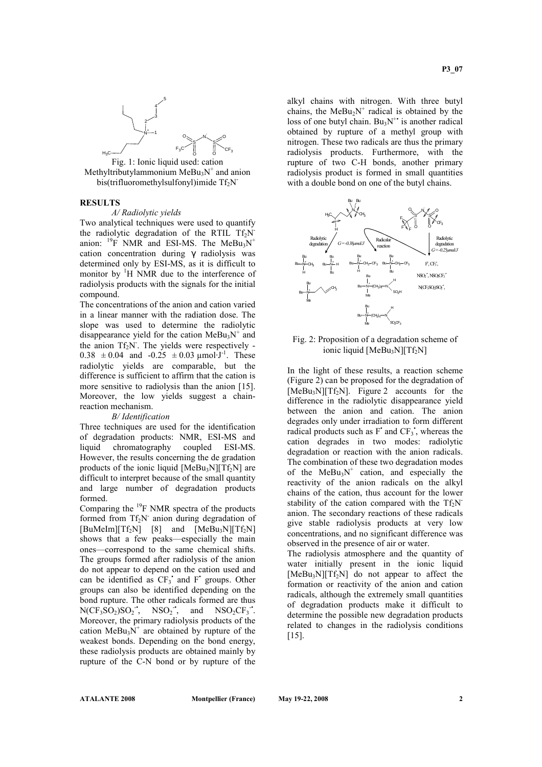Fig. 1: Ionic liquid used: cation Methyltributylammonium $MeBu_3N^+$ and anion bis(trifluoromethylsulfonyl)imide $Tf_2N^-$

## RESULTS

### *A/ Radiolytic yields*

Two analytical techniques were used to quantify the radiolytic degradation of the RTIL $Tf_2N^-$ anion: $^{19}F$ NMR and ESI-MS. The $MeBu_3N^+$ cation concentration during γ radiolysis was determined only by ESI-MS, as it is difficult to monitor by $^1H$ NMR due to the interference of radiolysis products with the signals for the initial compound.

The concentrations of the anion and cation varied in a linear manner with the radiation dose. The slope was used to determine the radiolytic disappearance yield for the cation $MeBu_3N^+$ and the anion $Tf_2N^-$. The yields were respectively -0.38 ± 0.04 and -0.25 ± 0.03 $\mu mol \cdot J^{-1}$. These radiolytic yields are comparable, but the difference is sufficient to affirm that the cation is more sensitive to radiolysis than the anion [15]. Moreover, the low yields suggest a chain-reaction mechanism.

### *B/ Identification*

Three techniques are used for the identification of degradation products: NMR, ESI-MS and liquid chromatography coupled ESI-MS. However, the results concerning the de gradation products of the ionic liquid $[MeBu_3N][Tf_2N]$ are difficult to interpret because of the small quantity and large number of degradation products formed.

Comparing the $^{19}F$ NMR spectra of the products formed from $Tf_2N^-$ anion during degradation of $[BuMeIm][Tf_2N]$ [8] and $[MeBu_3N][Tf_2N]$ shows that a few peaks—especially the main ones—correspond to the same chemical shifts. The groups formed after radiolysis of the anion do not appear to depend on the cation used and can be identified as $CF_3^\bullet$ and $F^\bullet$ groups. Other groups can also be identified depending on the bond rupture. The other radicals formed are thus $N(CF_3SO_2)SO_2^{-\bullet}$, $NSO_2^{-\bullet}$, and $NSO_2CF_3^{-\bullet}$. Moreover, the primary radiolysis products of the cation $MeBu_3N^+$ are obtained by rupture of the weakest bonds. Depending on the bond energy, these radiolysis products are obtained mainly by rupture of the C-N bond or by rupture of the alkyl chains with nitrogen. With three butyl chains, the $MeBu_2N^+$ radical is obtained by the loss of one butyl chain. $Bu_3N^{+\bullet}$ is another radical obtained by rupture of a methyl group with nitrogen. These two radicals are thus the primary radiolysis products. Furthermore, with the rupture of two C-H bonds, another primary radiolysis product is formed in small quantities with a double bond on one of the butyl chains.

Fig. 2: Proposition of a degradation scheme of ionic liquid $[MeBu_3N][Tf_2N]$

In the light of these results, a reaction scheme (Figure 2) can be proposed for the degradation of $[MeBu_3N][Tf_2N]$. Figure 2 accounts for the difference in the radiolytic disappearance yield between the anion and cation. The anion degrades only under irradiation to form different radical products such as $F^\bullet$ and $CF_3^\bullet$, whereas the cation degrades in two modes: radiolytic degradation or reaction with the anion radicals. The combination of these two degradation modes of the $MeBu_3N^+$ cation, and especially the reactivity of the anion radicals on the alkyl chains of the cation, thus account for the lower stability of the cation compared with the $Tf_2N^-$ anion. The secondary reactions of these radicals give stable radiolysis products at very low concentrations, and no significant difference was observed in the presence of air or water.

The radiolysis atmosphere and the quantity of water initially present in the ionic liquid $[MeBu_3N][Tf_2N]$ do not appear to affect the formation or reactivity of the anion and cation radicals, although the extremely small quantities of degradation products make it difficult to determine the possible new degradation products related to changes in the radiolysis conditions [15].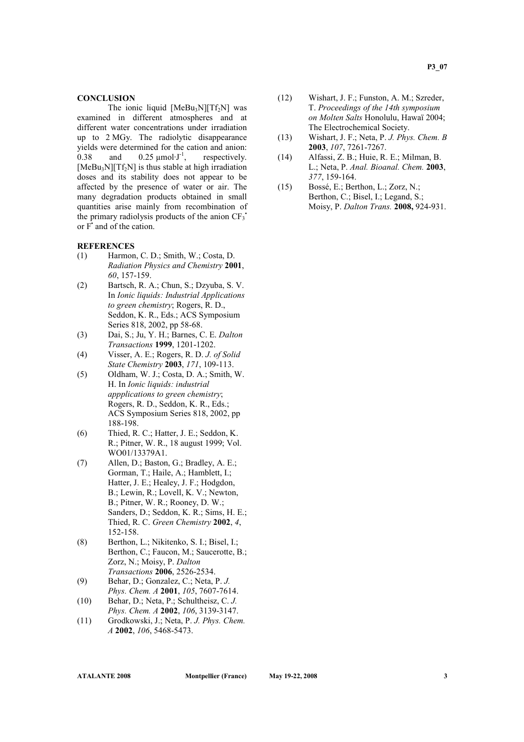## CONCLUSION

The ionic liquid $[MeBu_3N][Tf_2N]$ was examined in different atmospheres and at different water concentrations under irradiation up to 2 MGy. The radiolytic disappearance yields were determined for the cation and anion: 0.38 and 0.25 $\mu mol \cdot J^{-1}$, respectively. $[MeBu_3N][Tf_2N]$ is thus stable at high irradiation doses and its stability does not appear to be affected by the presence of water or air. The many degradation products obtained in small quantities arise mainly from recombination of the primary radiolysis products of the anion $CF_3^{\bullet}$ or $F^{\bullet}$ and of the cation.

## REFERENCES

(1) Harmon, C. D.; Smith, W.; Costa, D. *Radiation Physics and Chemistry* **2001**, *60*, 157-159.

(2) Bartsch, R. A.; Chun, S.; Dzyuba, S. V. In *Ionic liquids: Industrial Applications to green chemistry*; Rogers, R. D., Seddon, K. R., Eds.; ACS Symposium Series 818, 2002, pp 58-68.

(3) Dai, S.; Ju, Y. H.; Barnes, C. E. *Dalton Transactions* **1999**, 1201-1202.

(4) Visser, A. E.; Rogers, R. D. *J. of Solid State Chemistry* **2003**, *171*, 109-113.

(5) Oldham, W. J.; Costa, D. A.; Smith, W. H. In *Ionic liquids: industrial appplications to green chemistry*; Rogers, R. D., Seddon, K. R., Eds.; ACS Symposium Series 818, 2002, pp 188-198.

(6) Thied, R. C.; Hatter, J. E.; Seddon, K. R.; Pitner, W. R., 18 august 1999; Vol. WO01/13379A1.

(7) Allen, D.; Baston, G.; Bradley, A. E.; Gorman, T.; Haile, A.; Hamblett, I.; Hatter, J. E.; Healey, J. F.; Hodgdon, B.; Lewin, R.; Lovell, K. V.; Newton, B.; Pitner, W. R.; Rooney, D. W.; Sanders, D.; Seddon, K. R.; Sims, H. E.; Thied, R. C. *Green Chemistry* **2002**, *4*, 152-158.

(8) Berthon, L.; Nikitenko, S. I.; Bisel, I.; Berthon, C.; Faucon, M.; Saucerotte, B.; Zorz, N.; Moisy, P. *Dalton Transactions* **2006**, 2526-2534.

(9) Behar, D.; Gonzalez, C.; Neta, P. *J. Phys. Chem. A* **2001**, *105*, 7607-7614.

(10) Behar, D.; Neta, P.; Schultheisz, C. *J. Phys. Chem. A* **2002**, *106*, 3139-3147.

(11) Grodkowski, J.; Neta, P. *J. Phys. Chem. A* **2002**, *106*, 5468-5473.

(12) Wishart, J. F.; Funston, A. M.; Szreder, T. *Proceedings of the 14th symposium on Molten Salts* Honolulu, Hawaï 2004; The Electrochemical Society.

(13) Wishart, J. F.; Neta, P. *J. Phys. Chem. B* **2003**, *107*, 7261-7267.

(14) Alfassi, Z. B.; Huie, R. E.; Milman, B. L.; Neta, P. *Anal. Bioanal. Chem.* **2003**, *377*, 159-164.

(15) Bossé, E.; Berthon, L.; Zorz, N.; Berthon, C.; Bisel, I.; Legand, S.; Moisy, P. *Dalton Trans.* **2008,** 924-931.